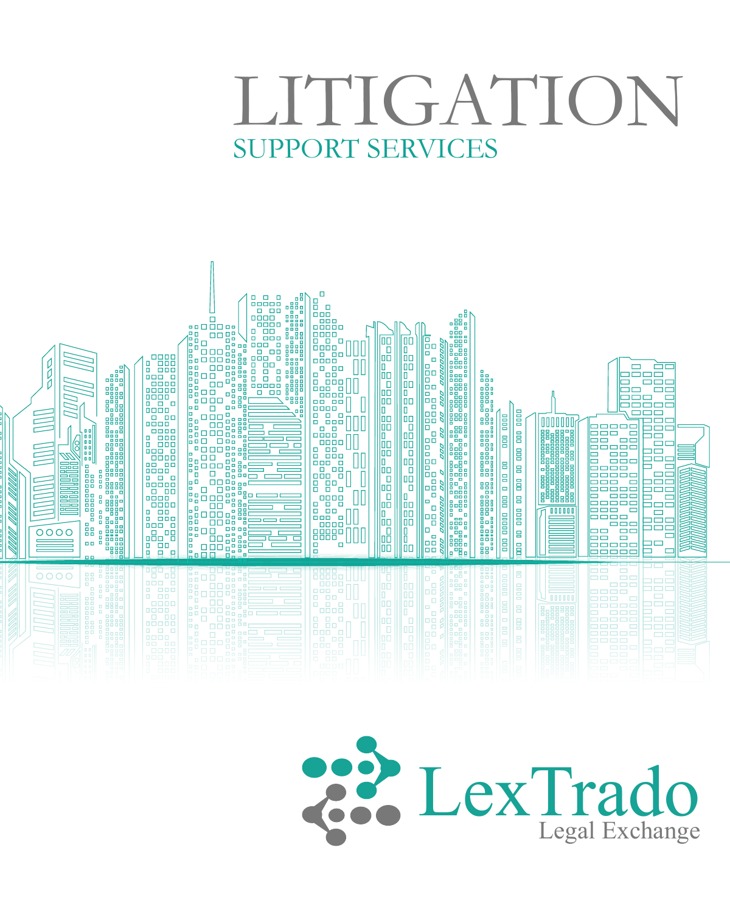# LITIGATION

## SUPPORT SERVICES

LexTrado

Legal Exchange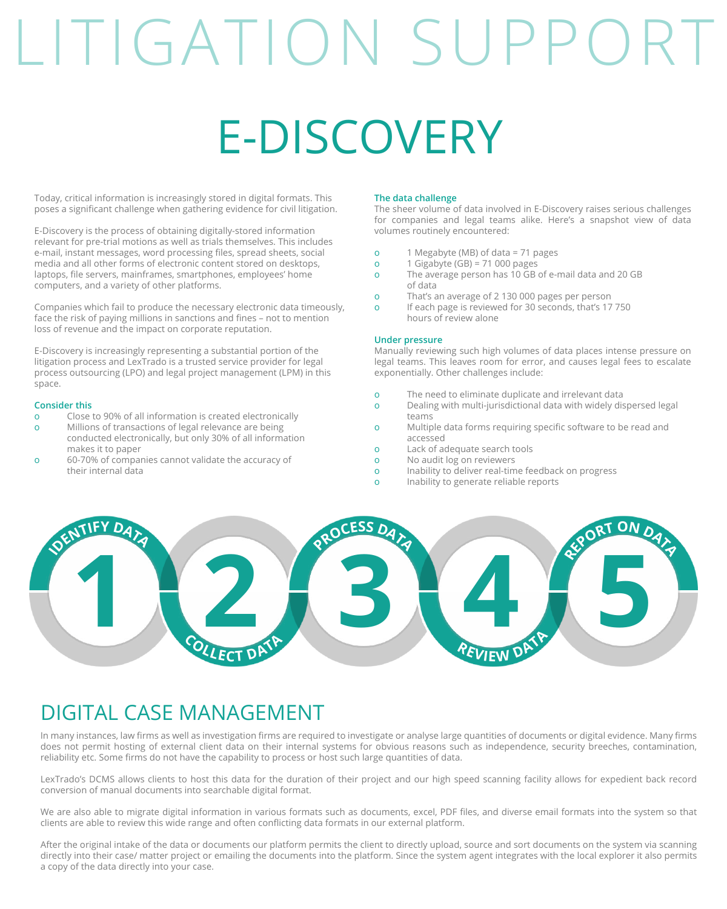# LITIGATION SUPPORT

## E-DISCOVERY

Today, critical information is increasingly stored in digital formats. This poses a significant challenge when gathering evidence for civil litigation.

E-Discovery is the process of obtaining digitally-stored information relevant for pre-trial motions as well as trials themselves. This includes e-mail, instant messages, word processing files, spread sheets, social media and all other forms of electronic content stored on desktops, laptops, file servers, mainframes, smartphones, employees' home computers, and a variety of other platforms.

Companies which fail to produce the necessary electronic data timeously, face the risk of paying millions in sanctions and fines – not to mention loss of revenue and the impact on corporate reputation.

E-Discovery is increasingly representing a substantial portion of the litigation process and LexTrado is a trusted service provider for legal process outsourcing (LPO) and legal project management (LPM) in this space.

### Consider this

- Close to 90% of all information is created electronically
- Millions of transactions of legal relevance are being conducted electronically, but only 30% of all information makes it to paper
- 60-70% of companies cannot validate the accuracy of their internal data

### The data challenge

The sheer volume of data involved in E-Discovery raises serious challenges for companies and legal teams alike. Here's a snapshot view of data volumes routinely encountered:

- 1 Megabyte (MB) of data = 71 pages
- 1 Gigabyte (GB) = 71 000 pages
- The average person has 10 GB of e-mail data and 20 GB of data
- That's an average of 2 130 000 pages per person
- If each page is reviewed for 30 seconds, that's 17 750 hours of review alone

### Under pressure

Manually reviewing such high volumes of data places intense pressure on legal teams. This leaves room for error, and causes legal fees to escalate exponentially. Other challenges include:

- The need to eliminate duplicate and irrelevant data
- Dealing with multi-jurisdictional data with widely dispersed legal teams
- Multiple data forms requiring specific software to be read and accessed
- Lack of adequate search tools
- No audit log on reviewers
- Inability to deliver real-time feedback on progress
- Inability to generate reliable reports

1. IDENTIFY DATA
2. COLLECT DATA
3. PROCESS DATA
4. REVIEW DATA
5. REPORT ON DATA

## DIGITAL CASE MANAGEMENT

In many instances, law firms as well as investigation firms are required to investigate or analyse large quantities of documents or digital evidence. Many firms does not permit hosting of external client data on their internal systems for obvious reasons such as independence, security breeches, contamination, reliability etc. Some firms do not have the capability to process or host such large quantities of data.

LexTrado's DCMS allows clients to host this data for the duration of their project and our high speed scanning facility allows for expedient back record conversion of manual documents into searchable digital format.

We are also able to migrate digital information in various formats such as documents, excel, PDF files, and diverse email formats into the system so that clients are able to review this wide range and often conflicting data formats in our external platform.

After the original intake of the data or documents our platform permits the client to directly upload, source and sort documents on the system via scanning directly into their case/ matter project or emailing the documents into the platform. Since the system agent integrates with the local explorer it also permits a copy of the data directly into your case.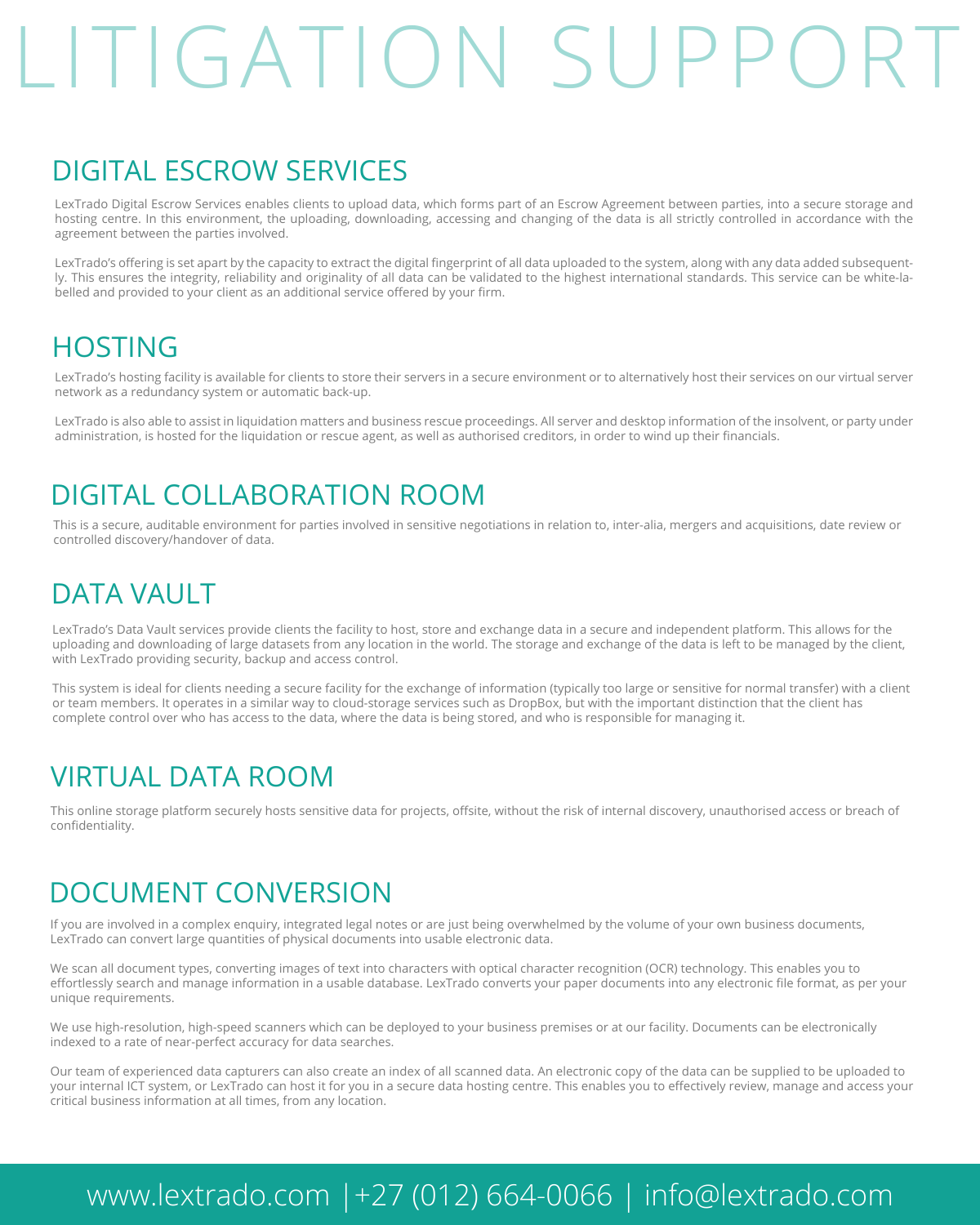# LITIGATION SUPPORT

## DIGITAL ESCROW SERVICES

LexTrado Digital Escrow Services enables clients to upload data, which forms part of an Escrow Agreement between parties, into a secure storage and hosting centre. In this environment, the uploading, downloading, accessing and changing of the data is all strictly controlled in accordance with the agreement between the parties involved.

LexTrado's offering is set apart by the capacity to extract the digital fingerprint of all data uploaded to the system, along with any data added subsequently. This ensures the integrity, reliability and originality of all data can be validated to the highest international standards. This service can be white-labelled and provided to your client as an additional service offered by your firm.

## HOSTING

LexTrado's hosting facility is available for clients to store their servers in a secure environment or to alternatively host their services on our virtual server network as a redundancy system or automatic back-up.

LexTrado is also able to assist in liquidation matters and business rescue proceedings. All server and desktop information of the insolvent, or party under administration, is hosted for the liquidation or rescue agent, as well as authorised creditors, in order to wind up their financials.

## DIGITAL COLLABORATION ROOM

This is a secure, auditable environment for parties involved in sensitive negotiations in relation to, inter-alia, mergers and acquisitions, date review or controlled discovery/handover of data.

## DATA VAULT

LexTrado's Data Vault services provide clients the facility to host, store and exchange data in a secure and independent platform. This allows for the uploading and downloading of large datasets from any location in the world. The storage and exchange of the data is left to be managed by the client, with LexTrado providing security, backup and access control.

This system is ideal for clients needing a secure facility for the exchange of information (typically too large or sensitive for normal transfer) with a client or team members. It operates in a similar way to cloud-storage services such as DropBox, but with the important distinction that the client has complete control over who has access to the data, where the data is being stored, and who is responsible for managing it.

## VIRTUAL DATA ROOM

This online storage platform securely hosts sensitive data for projects, offsite, without the risk of internal discovery, unauthorised access or breach of confidentiality.

## DOCUMENT CONVERSION

If you are involved in a complex enquiry, integrated legal notes or are just being overwhelmed by the volume of your own business documents, LexTrado can convert large quantities of physical documents into usable electronic data.

We scan all document types, converting images of text into characters with optical character recognition (OCR) technology. This enables you to effortlessly search and manage information in a usable database. LexTrado converts your paper documents into any electronic file format, as per your unique requirements.

We use high-resolution, high-speed scanners which can be deployed to your business premises or at our facility. Documents can be electronically indexed to a rate of near-perfect accuracy for data searches.

Our team of experienced data capturers can also create an index of all scanned data. An electronic copy of the data can be supplied to be uploaded to your internal ICT system, or LexTrado can host it for you in a secure data hosting centre. This enables you to effectively review, manage and access your critical business information at all times, from any location.

www.lextrado.com | +27 (012) 664-0066 | info@lextrado.com